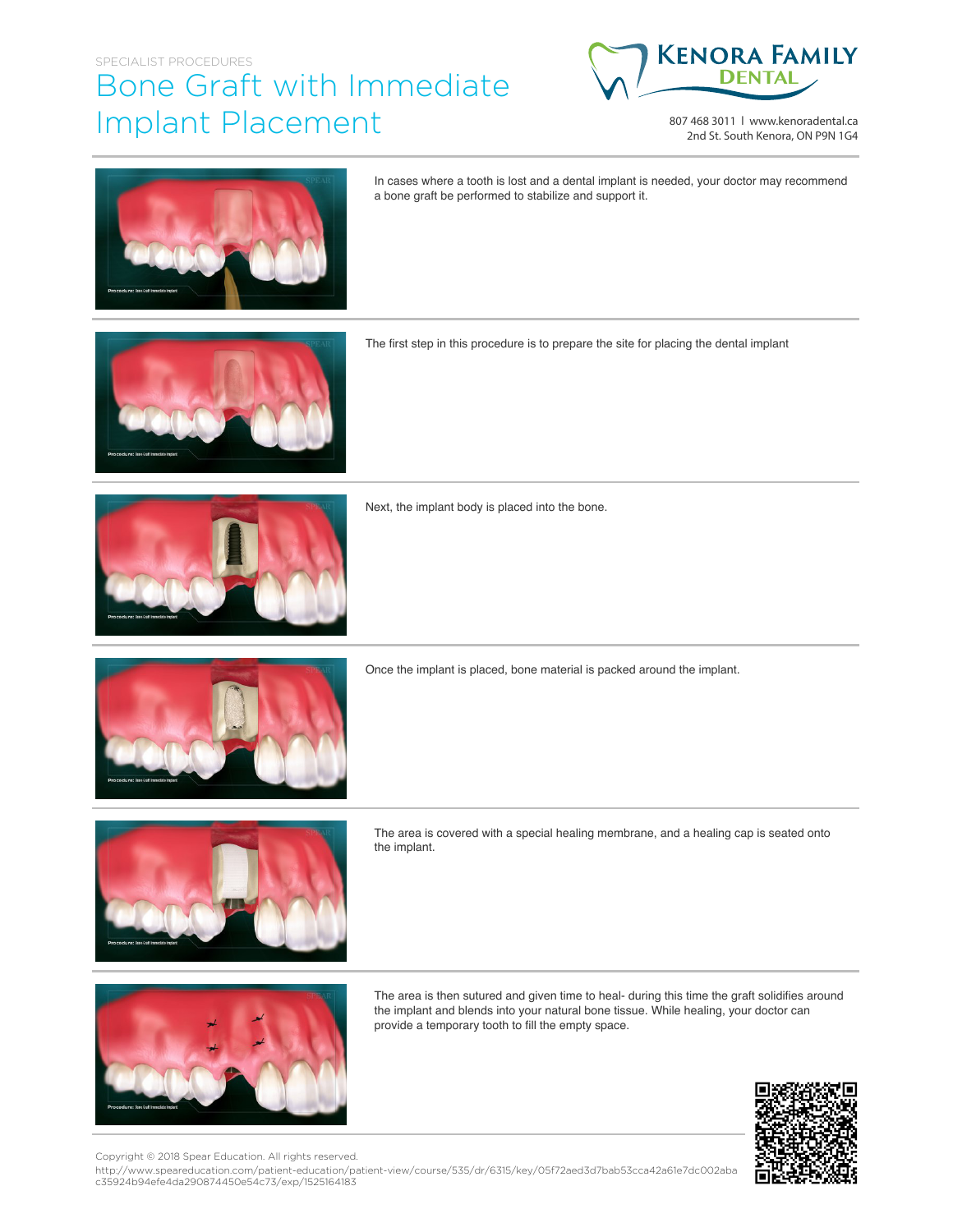SPECIALIST PROCEDURES

# Bone Graft with Immediate Implant Placement

KENORA FAMILY DENTAL

807 468 3011 | www.kenoradental.ca
2nd St. South Kenora, ON P9N 1G4

In cases where a tooth is lost and a dental implant is needed, your doctor may recommend a bone graft be performed to stabilize and support it.

The first step in this procedure is to prepare the site for placing the dental implant

Next, the implant body is placed into the bone.

Once the implant is placed, bone material is packed around the implant.

The area is covered with a special healing membrane, and a healing cap is seated onto the implant.

The area is then sutured and given time to heal- during this time the graft solidifies around the implant and blends into your natural bone tissue. While healing, your doctor can provide a temporary tooth to fill the empty space.

Copyright © 2018 Spear Education. All rights reserved.
http://www.speareducation.com/patient-education/patient-view/course/535/dr/6315/key/05f72aed3d7bab53cca42a61e7dc002abac35924b94efe4da290874450e54c73/exp/1525164183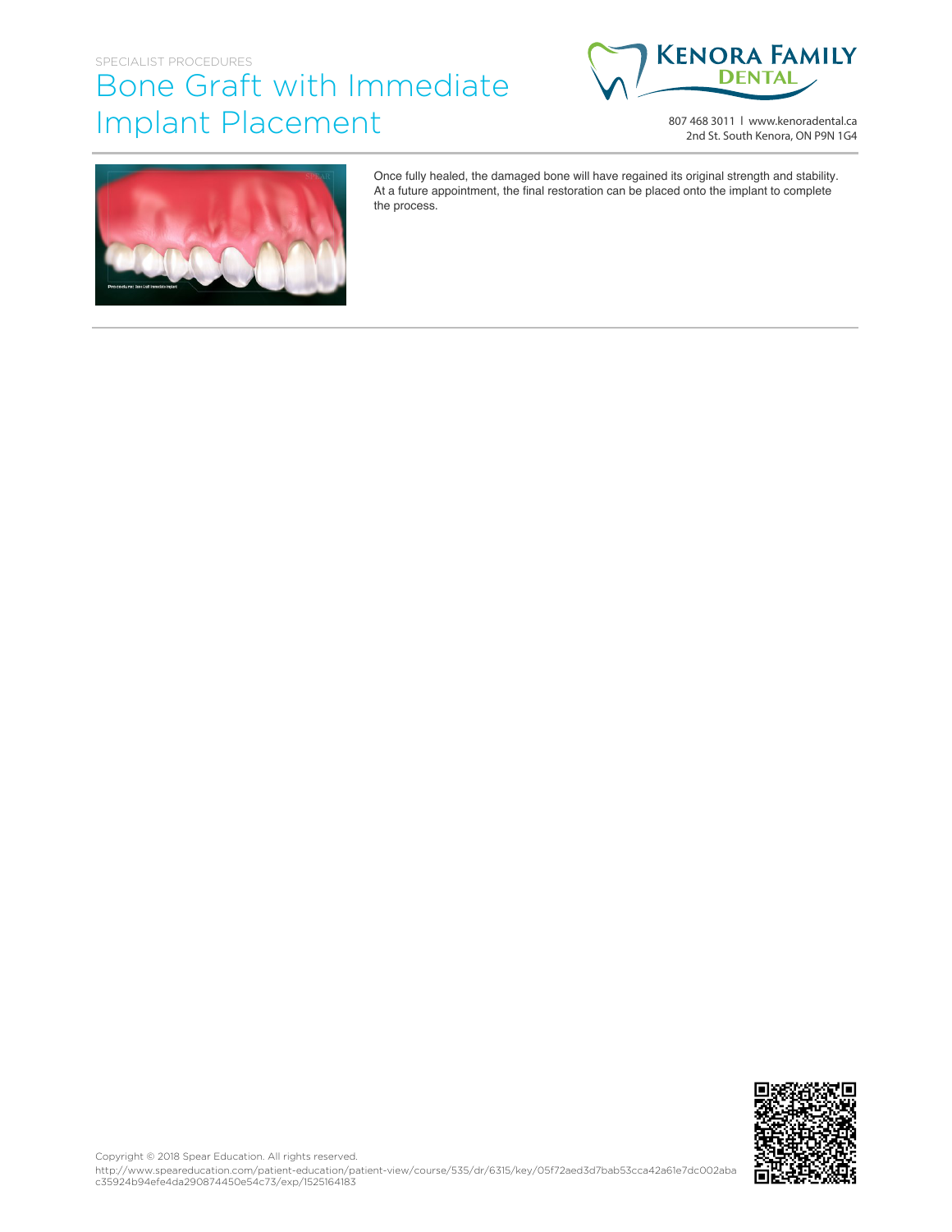SPECIALIST PROCEDURES

# Bone Graft with Immediate Implant Placement

807 468 3011 | www.kenoradental.ca
2nd St. South Kenora, ON P9N 1G4

Once fully healed, the damaged bone will have regained its original strength and stability. At a future appointment, the final restoration can be placed onto the implant to complete the process.

Copyright © 2018 Spear Education. All rights reserved.
http://www.speareducation.com/patient-education/patient-view/course/535/dr/6315/key/05f72aed3d7bab53cca42a61e7dc002abac35924b94efe4da290874450e54c73/exp/1525164183